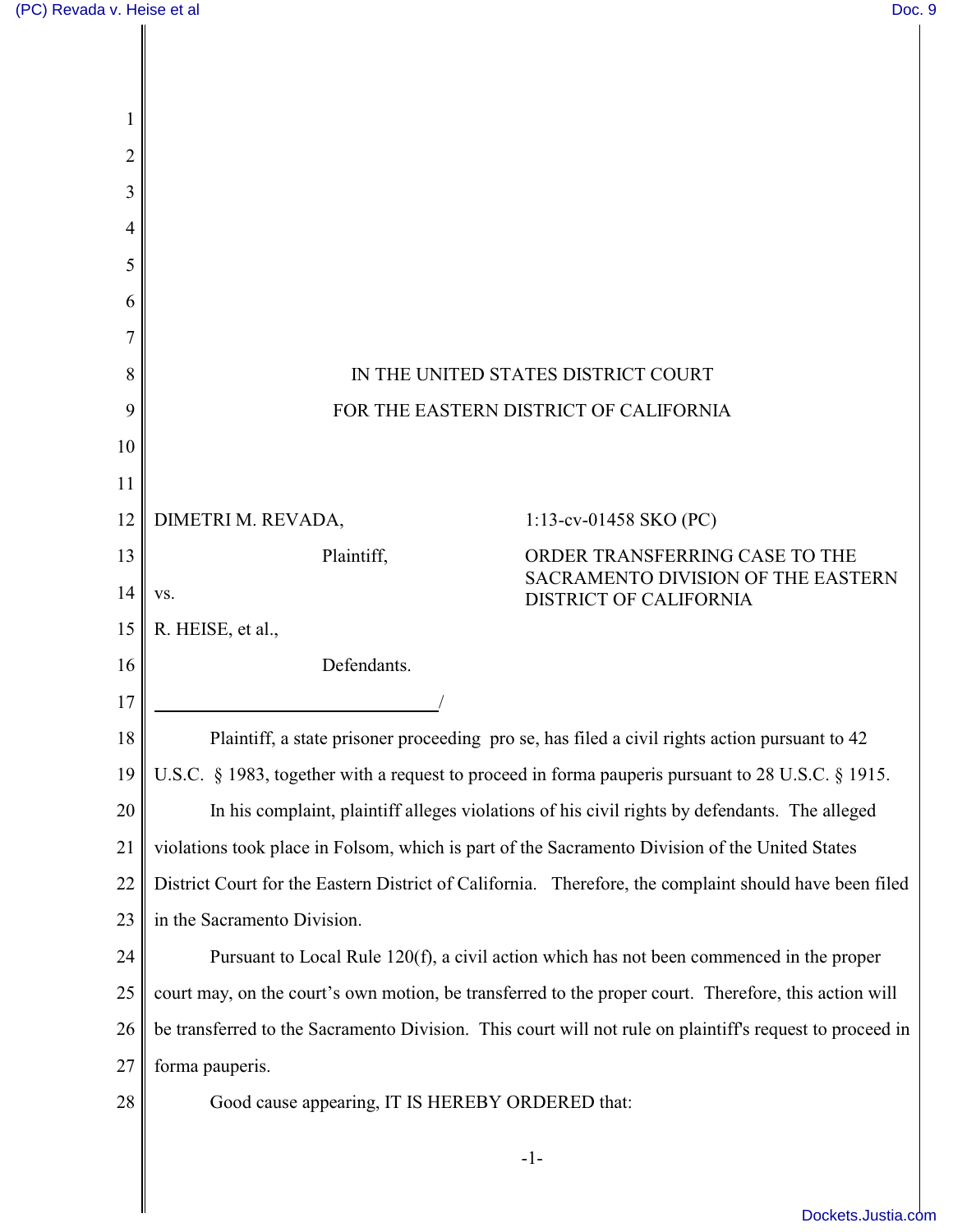IN THE UNITED STATES DISTRICT COURT

FOR THE EASTERN DISTRICT OF CALIFORNIA

DIMETRI M. REVADA,

Plaintiff,

vs.

R. HEISE, et al.,

Defendants.

/

1:13-cv-01458 SKO (PC)

ORDER TRANSFERRING CASE TO THE SACRAMENTO DIVISION OF THE EASTERN DISTRICT OF CALIFORNIA

Plaintiff, a state prisoner proceeding pro se, has filed a civil rights action pursuant to 42 U.S.C. § 1983, together with a request to proceed in forma pauperis pursuant to 28 U.S.C. § 1915.

In his complaint, plaintiff alleges violations of his civil rights by defendants. The alleged violations took place in Folsom, which is part of the Sacramento Division of the United States District Court for the Eastern District of California. Therefore, the complaint should have been filed in the Sacramento Division.

Pursuant to Local Rule 120(f), a civil action which has not been commenced in the proper court may, on the court's own motion, be transferred to the proper court. Therefore, this action will be transferred to the Sacramento Division. This court will not rule on plaintiff's request to proceed in forma pauperis.

Good cause appearing, IT IS HEREBY ORDERED that: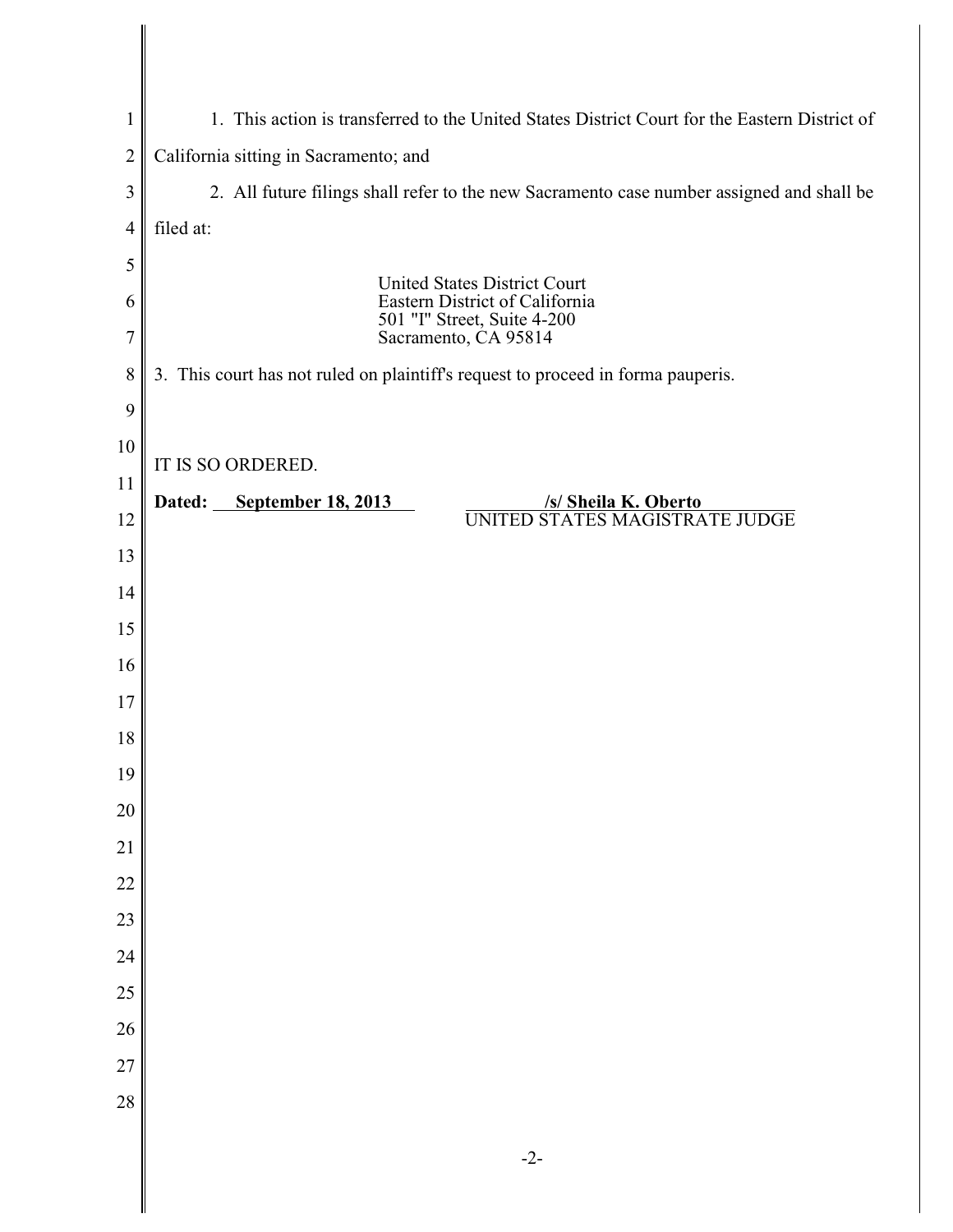1. This action is transferred to the United States District Court for the Eastern District of California sitting in Sacramento; and

2. All future filings shall refer to the new Sacramento case number assigned and shall be filed at:

United States District Court
Eastern District of California
501 "I" Street, Suite 4-200
Sacramento, CA 95814

3. This court has not ruled on plaintiff's request to proceed in forma pauperis.

IT IS SO ORDERED.

**Dated: September 18, 2013** **/s/ Sheila K. Oberto**
UNITED STATES MAGISTRATE JUDGE